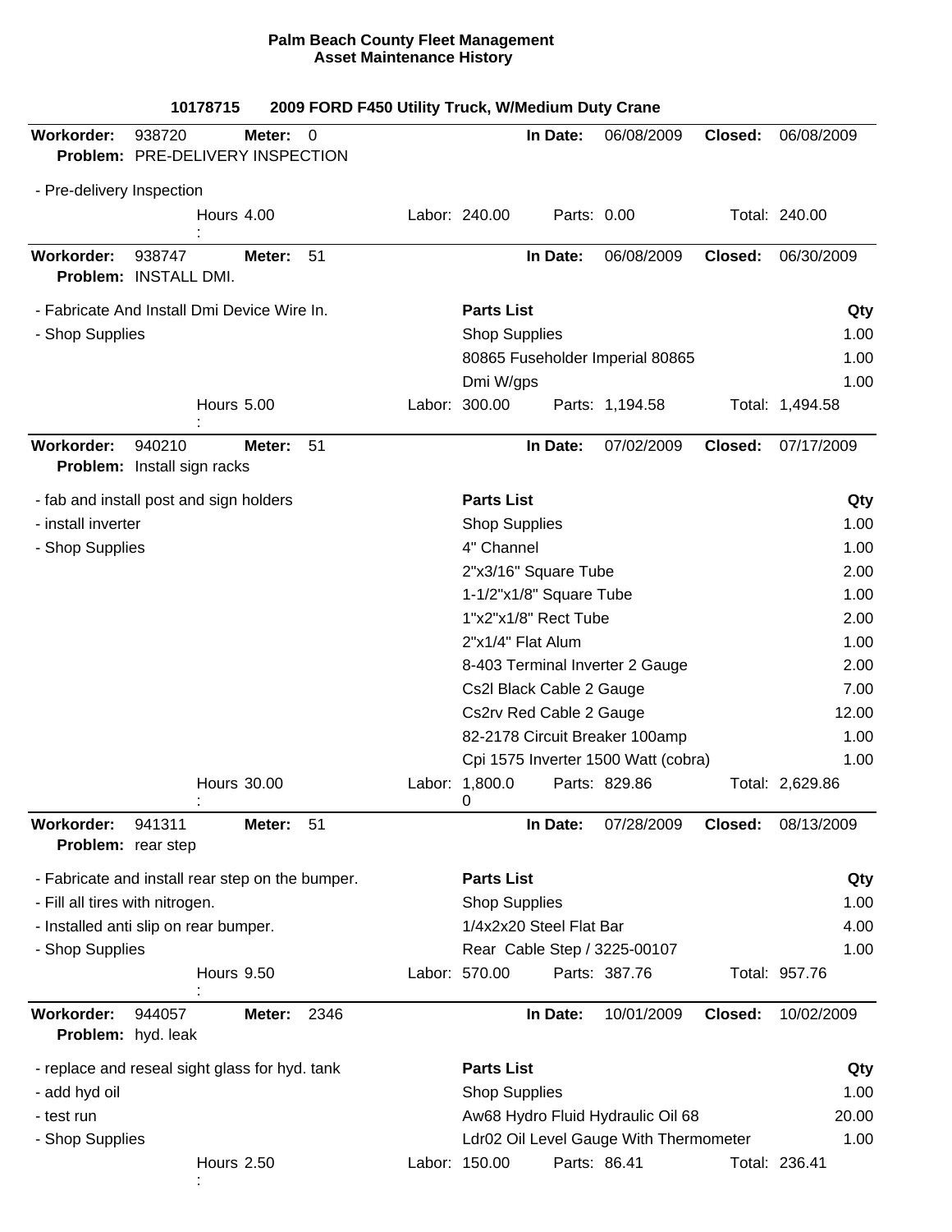**Palm Beach County Fleet Management**
**Asset Maintenance History**

**10178715 — 2009 FORD F450 Utility Truck, W/Medium Duty Crane**

---

**Workorder:** 938720 **Meter:** 0 **In Date:** 06/08/2009 **Closed:** 06/08/2009
**Problem:** PRE-DELIVERY INSPECTION

- Pre-delivery Inspection

Hours: 4.00 Labor: 240.00 Parts: 0.00 Total: 240.00

---

**Workorder:** 938747 **Meter:** 51 **In Date:** 06/08/2009 **Closed:** 06/30/2009
**Problem:** INSTALL DMI.

- Fabricate And Install Dmi Device Wire In.
- Shop Supplies

| Parts List | Qty |
|---|---|
| Shop Supplies | 1.00 |
| 80865 Fuseholder Imperial 80865 | 1.00 |
| Dmi W/gps | 1.00 |

Hours: 5.00 Labor: 300.00 Parts: 1,194.58 Total: 1,494.58

---

**Workorder:** 940210 **Meter:** 51 **In Date:** 07/02/2009 **Closed:** 07/17/2009
**Problem:** Install sign racks

- fab and install post and sign holders
- install inverter
- Shop Supplies

| Parts List | Qty |
|---|---|
| Shop Supplies | 1.00 |
| 4" Channel | 1.00 |
| 2"x3/16" Square Tube | 2.00 |
| 1-1/2"x1/8" Square Tube | 1.00 |
| 1"x2"x1/8" Rect Tube | 2.00 |
| 2"x1/4" Flat Alum | 1.00 |
| 8-403 Terminal Inverter 2 Gauge | 2.00 |
| Cs2l Black Cable 2 Gauge | 7.00 |
| Cs2rv Red Cable 2 Gauge | 12.00 |
| 82-2178 Circuit Breaker 100amp | 1.00 |
| Cpi 1575 Inverter 1500 Watt (cobra) | 1.00 |

Hours: 30.00 Labor: 1,800.00 Parts: 829.86 Total: 2,629.86

---

**Workorder:** 941311 **Meter:** 51 **In Date:** 07/28/2009 **Closed:** 08/13/2009
**Problem:** rear step

- Fabricate and install rear step on the bumper.
- Fill all tires with nitrogen.
- Installed anti slip on rear bumper.
- Shop Supplies

| Parts List | Qty |
|---|---|
| Shop Supplies | 1.00 |
| 1/4x2x20 Steel Flat Bar | 4.00 |
| Rear Cable Step / 3225-00107 | 1.00 |

Hours: 9.50 Labor: 570.00 Parts: 387.76 Total: 957.76

---

**Workorder:** 944057 **Meter:** 2346 **In Date:** 10/01/2009 **Closed:** 10/02/2009
**Problem:** hyd. leak

- replace and reseal sight glass for hyd. tank
- add hyd oil
- test run
- Shop Supplies

| Parts List | Qty |
|---|---|
| Shop Supplies | 1.00 |
| Aw68 Hydro Fluid Hydraulic Oil 68 | 20.00 |
| Ldr02 Oil Level Gauge With Thermometer | 1.00 |

Hours: 2.50 Labor: 150.00 Parts: 86.41 Total: 236.41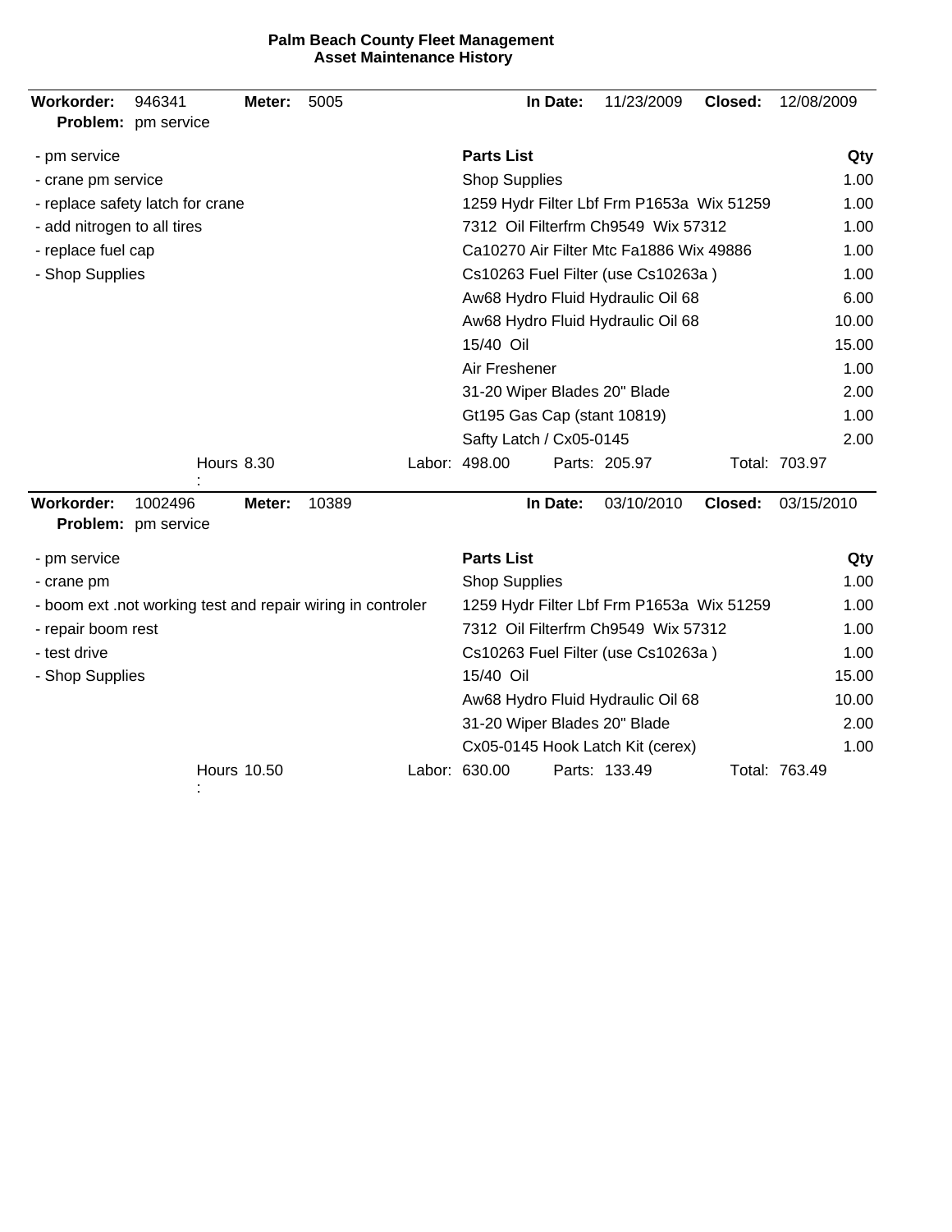**Palm Beach County Fleet Management**
**Asset Maintenance History**

**Workorder:** 946341 **Meter:** 5005 **In Date:** 11/23/2009 **Closed:** 12/08/2009
**Problem:** pm service

- pm service
- crane pm service
- replace safety latch for crane
- add nitrogen to all tires
- replace fuel cap
- Shop Supplies

| Parts List | Qty |
|---|---|
| Shop Supplies | 1.00 |
| 1259 Hydr Filter Lbf Frm P1653a Wix 51259 | 1.00 |
| 7312 Oil Filterfrm Ch9549 Wix 57312 | 1.00 |
| Ca10270 Air Filter Mtc Fa1886 Wix 49886 | 1.00 |
| Cs10263 Fuel Filter (use Cs10263a ) | 1.00 |
| Aw68 Hydro Fluid Hydraulic Oil 68 | 6.00 |
| Aw68 Hydro Fluid Hydraulic Oil 68 | 10.00 |
| 15/40 Oil | 15.00 |
| Air Freshener | 1.00 |
| 31-20 Wiper Blades 20" Blade | 2.00 |
| Gt195 Gas Cap (stant 10819) | 1.00 |
| Safty Latch / Cx05-0145 | 2.00 |

Hours: 8.30 Labor: 498.00 Parts: 205.97 Total: 703.97

---

**Workorder:** 1002496 **Meter:** 10389 **In Date:** 03/10/2010 **Closed:** 03/15/2010
**Problem:** pm service

- pm service
- crane pm
- boom ext .not working test and repair wiring in controler
- repair boom rest
- test drive
- Shop Supplies

| Parts List | Qty |
|---|---|
| Shop Supplies | 1.00 |
| 1259 Hydr Filter Lbf Frm P1653a Wix 51259 | 1.00 |
| 7312 Oil Filterfrm Ch9549 Wix 57312 | 1.00 |
| Cs10263 Fuel Filter (use Cs10263a ) | 1.00 |
| 15/40 Oil | 15.00 |
| Aw68 Hydro Fluid Hydraulic Oil 68 | 10.00 |
| 31-20 Wiper Blades 20" Blade | 2.00 |
| Cx05-0145 Hook Latch Kit (cerex) | 1.00 |

Hours: 10.50 Labor: 630.00 Parts: 133.49 Total: 763.49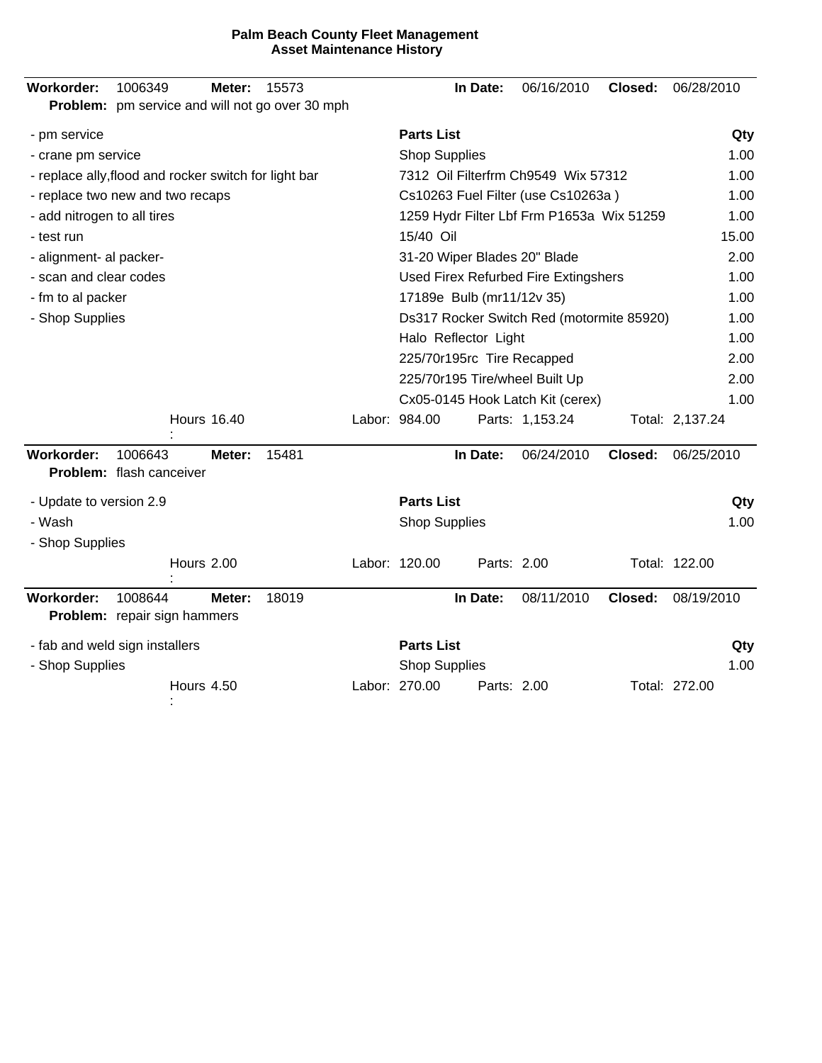**Palm Beach County Fleet Management**
**Asset Maintenance History**

---

**Workorder:** 1006349 **Meter:** 15573 **In Date:** 06/16/2010 **Closed:** 06/28/2010
**Problem:** pm service and will not go over 30 mph

- pm service
- crane pm service
- replace ally,flood and rocker switch for light bar
- replace two new and two recaps
- add nitrogen to all tires
- test run
- alignment- al packer-
- scan and clear codes
- fm to al packer
- Shop Supplies

| Parts List | Qty |
|---|---|
| Shop Supplies | 1.00 |
| 7312 Oil Filterfrm Ch9549 Wix 57312 | 1.00 |
| Cs10263 Fuel Filter (use Cs10263a ) | 1.00 |
| 1259 Hydr Filter Lbf Frm P1653a Wix 51259 | 1.00 |
| 15/40 Oil | 15.00 |
| 31-20 Wiper Blades 20" Blade | 2.00 |
| Used Firex Refurbed Fire Extingshers | 1.00 |
| 17189e Bulb (mr11/12v 35) | 1.00 |
| Ds317 Rocker Switch Red (motormite 85920) | 1.00 |
| Halo Reflector Light | 1.00 |
| 225/70r195rc Tire Recapped | 2.00 |
| 225/70r195 Tire/wheel Built Up | 2.00 |
| Cx05-0145 Hook Latch Kit (cerex) | 1.00 |

Hours: 16.40 Labor: 984.00 Parts: 1,153.24 Total: 2,137.24

---

**Workorder:** 1006643 **Meter:** 15481 **In Date:** 06/24/2010 **Closed:** 06/25/2010
**Problem:** flash canceiver

- Update to version 2.9
- Wash
- Shop Supplies

| Parts List | Qty |
|---|---|
| Shop Supplies | 1.00 |

Hours: 2.00 Labor: 120.00 Parts: 2.00 Total: 122.00

---

**Workorder:** 1008644 **Meter:** 18019 **In Date:** 08/11/2010 **Closed:** 08/19/2010
**Problem:** repair sign hammers

- fab and weld sign installers
- Shop Supplies

| Parts List | Qty |
|---|---|
| Shop Supplies | 1.00 |

Hours: 4.50 Labor: 270.00 Parts: 2.00 Total: 272.00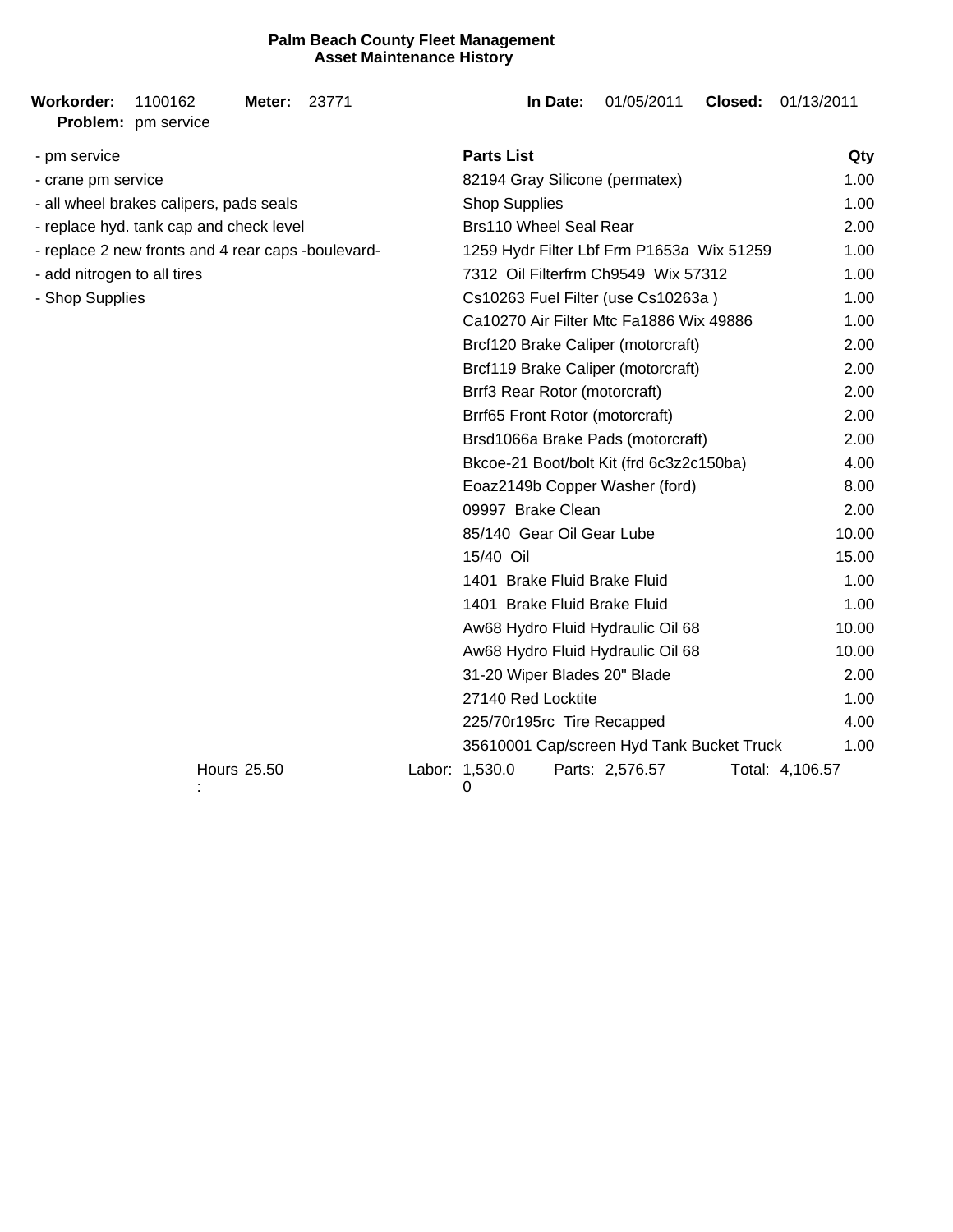**Palm Beach County Fleet Management**
**Asset Maintenance History**

**Workorder:** 1100162 **Meter:** 23771 **In Date:** 01/05/2011 **Closed:** 01/13/2011

**Problem:** pm service

- pm service
- crane pm service
- all wheel brakes calipers, pads seals
- replace hyd. tank cap and check level
- replace 2 new fronts and 4 rear caps -boulevard-
- add nitrogen to all tires
- Shop Supplies

| Parts List | Qty |
|---|---|
| 82194 Gray Silicone (permatex) | 1.00 |
| Shop Supplies | 1.00 |
| Brs110 Wheel Seal Rear | 2.00 |
| 1259 Hydr Filter Lbf Frm P1653a Wix 51259 | 1.00 |
| 7312 Oil Filterfrm Ch9549 Wix 57312 | 1.00 |
| Cs10263 Fuel Filter (use Cs10263a ) | 1.00 |
| Ca10270 Air Filter Mtc Fa1886 Wix 49886 | 1.00 |
| Brcf120 Brake Caliper (motorcraft) | 2.00 |
| Brcf119 Brake Caliper (motorcraft) | 2.00 |
| Brrf3 Rear Rotor (motorcraft) | 2.00 |
| Brrf65 Front Rotor (motorcraft) | 2.00 |
| Brsd1066a Brake Pads (motorcraft) | 2.00 |
| Bkcoe-21 Boot/bolt Kit (frd 6c3z2c150ba) | 4.00 |
| Eoaz2149b Copper Washer (ford) | 8.00 |
| 09997 Brake Clean | 2.00 |
| 85/140 Gear Oil Gear Lube | 10.00 |
| 15/40 Oil | 15.00 |
| 1401 Brake Fluid Brake Fluid | 1.00 |
| 1401 Brake Fluid Brake Fluid | 1.00 |
| Aw68 Hydro Fluid Hydraulic Oil 68 | 10.00 |
| Aw68 Hydro Fluid Hydraulic Oil 68 | 10.00 |
| 31-20 Wiper Blades 20" Blade | 2.00 |
| 27140 Red Locktite | 1.00 |
| 225/70r195rc Tire Recapped | 4.00 |
| 35610001 Cap/screen Hyd Tank Bucket Truck | 1.00 |

Hours: 25.50 Labor: 1,530.00 Parts: 2,576.57 Total: 4,106.57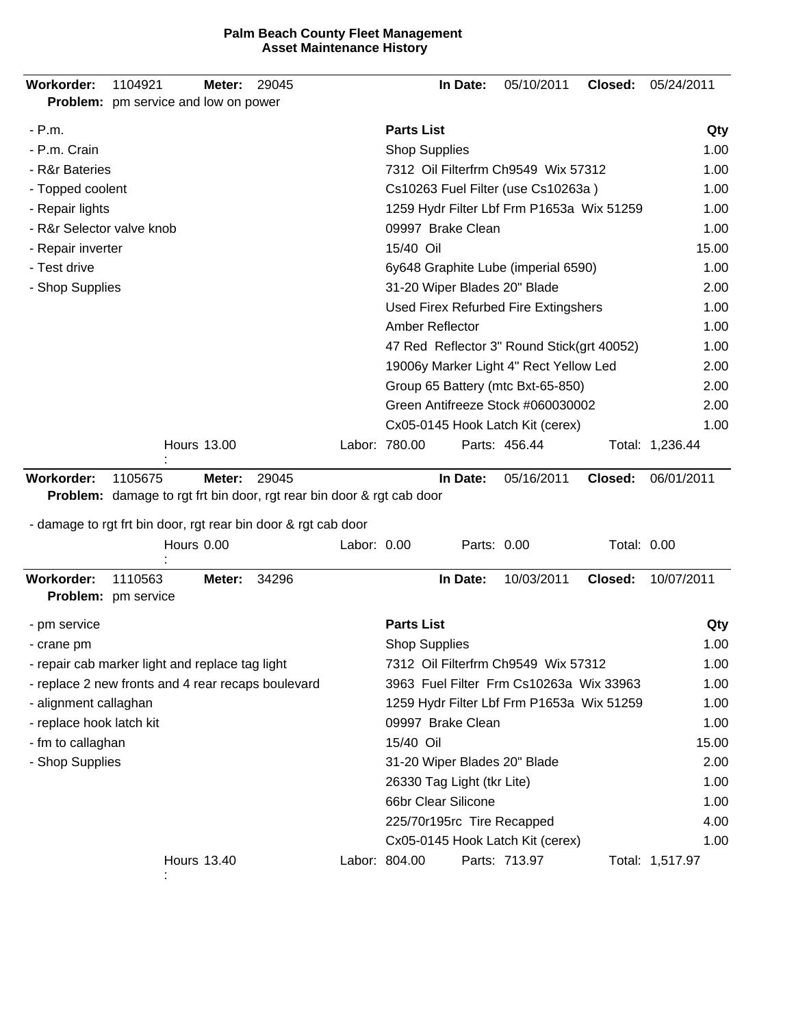# Palm Beach County Fleet Management
## Asset Maintenance History

---

**Workorder:** 1104921 **Meter:** 29045 **In Date:** 05/10/2011 **Closed:** 05/24/2011
**Problem:** pm service and low on power

| Work Performed | Parts List | Qty |
|---|---|---|
| - P.m. | Shop Supplies | 1.00 |
| - P.m. Crain | 7312 Oil Filterfrm Ch9549 Wix 57312 | 1.00 |
| - R&r Bateries | Cs10263 Fuel Filter (use Cs10263a ) | 1.00 |
| - Topped coolent | 1259 Hydr Filter Lbf Frm P1653a Wix 51259 | 1.00 |
| - Repair lights | 09997 Brake Clean | 1.00 |
| - R&r Selector valve knob | 15/40 Oil | 15.00 |
| - Repair inverter | 6y648 Graphite Lube (imperial 6590) | 1.00 |
| - Test drive | 31-20 Wiper Blades 20" Blade | 2.00 |
| - Shop Supplies | Used Firex Refurbed Fire Extingshers | 1.00 |
| | Amber Reflector | 1.00 |
| | 47 Red Reflector 3" Round Stick(grt 40052) | 1.00 |
| | 19006y Marker Light 4" Rect Yellow Led | 2.00 |
| | Group 65 Battery (mtc Bxt-65-850) | 2.00 |
| | Green Antifreeze Stock #060030002 | 2.00 |
| | Cx05-0145 Hook Latch Kit (cerex) | 1.00 |

Hours: 13.00 Labor: 780.00 Parts: 456.44 Total: 1,236.44

---

**Workorder:** 1105675 **Meter:** 29045 **In Date:** 05/16/2011 **Closed:** 06/01/2011
**Problem:** damage to rgt frt bin door, rgt rear bin door & rgt cab door

- damage to rgt frt bin door, rgt rear bin door & rgt cab door

Hours: 0.00 Labor: 0.00 Parts: 0.00 Total: 0.00

---

**Workorder:** 1110563 **Meter:** 34296 **In Date:** 10/03/2011 **Closed:** 10/07/2011
**Problem:** pm service

| Work Performed | Parts List | Qty |
|---|---|---|
| - pm service | Shop Supplies | 1.00 |
| - crane pm | 7312 Oil Filterfrm Ch9549 Wix 57312 | 1.00 |
| - repair cab marker light and replace tag light | 3963 Fuel Filter Frm Cs10263a Wix 33963 | 1.00 |
| - replace 2 new fronts and 4 rear recaps boulevard | 1259 Hydr Filter Lbf Frm P1653a Wix 51259 | 1.00 |
| - alignment callaghan | 09997 Brake Clean | 1.00 |
| - replace hook latch kit | 15/40 Oil | 15.00 |
| - fm to callaghan | 31-20 Wiper Blades 20" Blade | 2.00 |
| - Shop Supplies | 26330 Tag Light (tkr Lite) | 1.00 |
| | 66br Clear Silicone | 1.00 |
| | 225/70r195rc Tire Recapped | 4.00 |
| | Cx05-0145 Hook Latch Kit (cerex) | 1.00 |

Hours: 13.40 Labor: 804.00 Parts: 713.97 Total: 1,517.97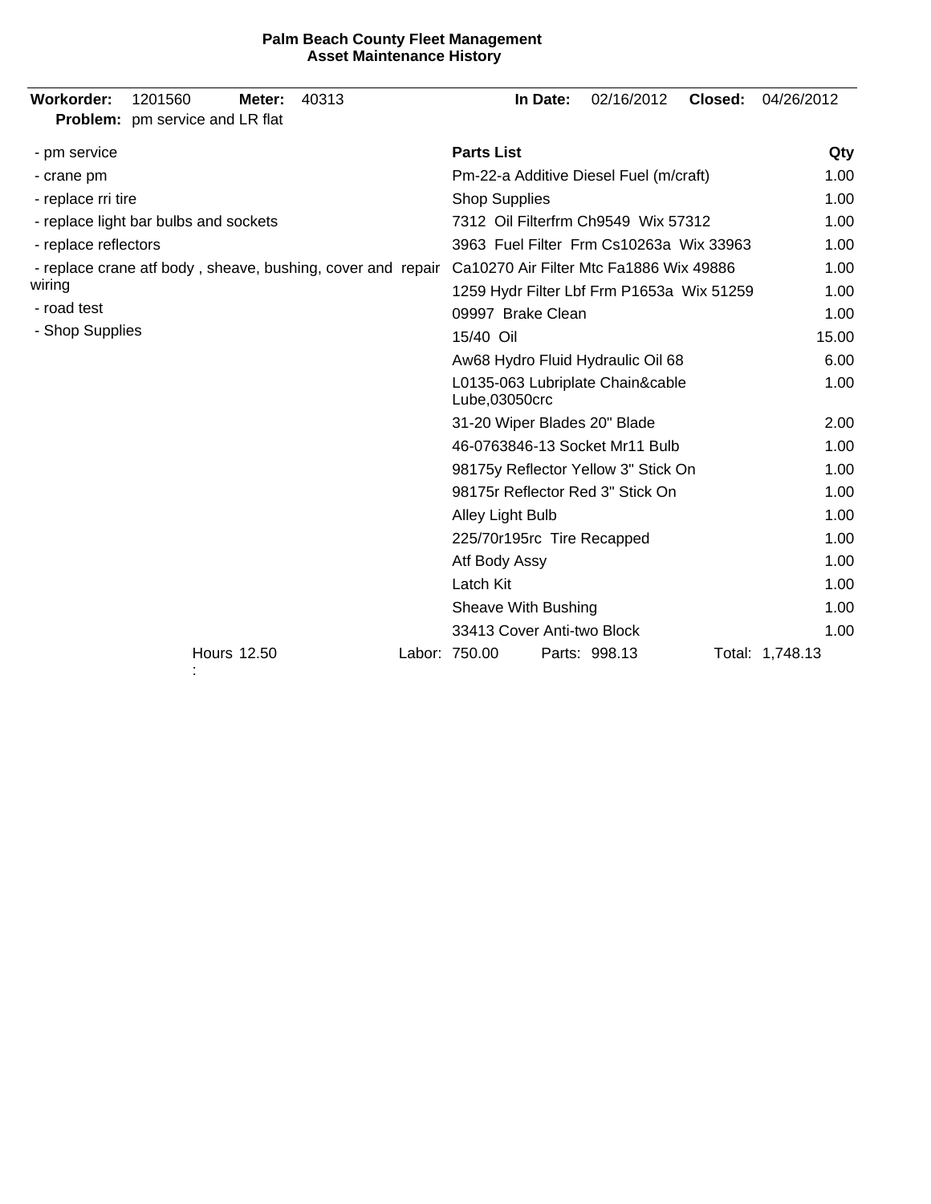**Palm Beach County Fleet Management**
**Asset Maintenance History**

**Workorder:** 1201560 **Meter:** 40313 **In Date:** 02/16/2012 **Closed:** 04/26/2012

**Problem:** pm service and LR flat

- pm service
- crane pm
- replace rri tire
- replace light bar bulbs and sockets
- replace reflectors
- replace crane atf body , sheave, bushing, cover and repair wiring
- road test
- Shop Supplies

| Parts List | Qty |
|---|---|
| Pm-22-a Additive Diesel Fuel (m/craft) | 1.00 |
| Shop Supplies | 1.00 |
| 7312 Oil Filterfrm Ch9549 Wix 57312 | 1.00 |
| 3963 Fuel Filter Frm Cs10263a Wix 33963 | 1.00 |
| Ca10270 Air Filter Mtc Fa1886 Wix 49886 | 1.00 |
| 1259 Hydr Filter Lbf Frm P1653a Wix 51259 | 1.00 |
| 09997 Brake Clean | 1.00 |
| 15/40 Oil | 15.00 |
| Aw68 Hydro Fluid Hydraulic Oil 68 | 6.00 |
| L0135-063 Lubriplate Chain&cable Lube,03050crc | 1.00 |
| 31-20 Wiper Blades 20" Blade | 2.00 |
| 46-0763846-13 Socket Mr11 Bulb | 1.00 |
| 98175y Reflector Yellow 3" Stick On | 1.00 |
| 98175r Reflector Red 3" Stick On | 1.00 |
| Alley Light Bulb | 1.00 |
| 225/70r195rc Tire Recapped | 1.00 |
| Atf Body Assy | 1.00 |
| Latch Kit | 1.00 |
| Sheave With Bushing | 1.00 |
| 33413 Cover Anti-two Block | 1.00 |

Hours: 12.50 Labor: 750.00 Parts: 998.13 Total: 1,748.13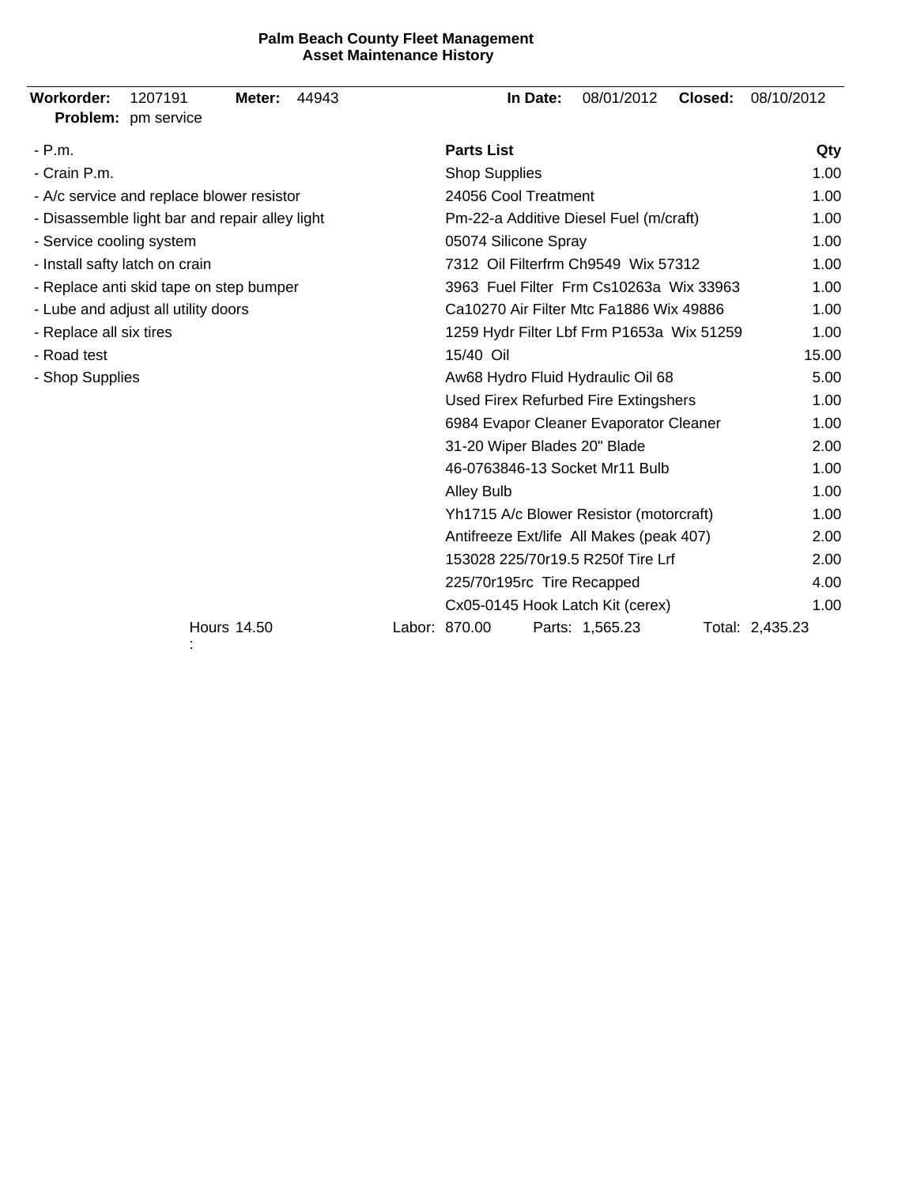**Palm Beach County Fleet Management**
**Asset Maintenance History**

**Workorder:** 1207191 **Meter:** 44943 **In Date:** 08/01/2012 **Closed:** 08/10/2012
**Problem:** pm service

- P.m.
- Crain P.m.
- A/c service and replace blower resistor
- Disassemble light bar and repair alley light
- Service cooling system
- Install safty latch on crain
- Replace anti skid tape on step bumper
- Lube and adjust all utility doors
- Replace all six tires
- Road test
- Shop Supplies

| Parts List | Qty |
|---|---|
| Shop Supplies | 1.00 |
| 24056 Cool Treatment | 1.00 |
| Pm-22-a Additive Diesel Fuel (m/craft) | 1.00 |
| 05074 Silicone Spray | 1.00 |
| 7312 Oil Filterfrm Ch9549 Wix 57312 | 1.00 |
| 3963 Fuel Filter Frm Cs10263a Wix 33963 | 1.00 |
| Ca10270 Air Filter Mtc Fa1886 Wix 49886 | 1.00 |
| 1259 Hydr Filter Lbf Frm P1653a Wix 51259 | 1.00 |
| 15/40 Oil | 15.00 |
| Aw68 Hydro Fluid Hydraulic Oil 68 | 5.00 |
| Used Firex Refurbed Fire Extingshers | 1.00 |
| 6984 Evapor Cleaner Evaporator Cleaner | 1.00 |
| 31-20 Wiper Blades 20" Blade | 2.00 |
| 46-0763846-13 Socket Mr11 Bulb | 1.00 |
| Alley Bulb | 1.00 |
| Yh1715 A/c Blower Resistor (motorcraft) | 1.00 |
| Antifreeze Ext/life All Makes (peak 407) | 2.00 |
| 153028 225/70r19.5 R250f Tire Lrf | 2.00 |
| 225/70r195rc Tire Recapped | 4.00 |
| Cx05-0145 Hook Latch Kit (cerex) | 1.00 |

Hours: 14.50 Labor: 870.00 Parts: 1,565.23 Total: 2,435.23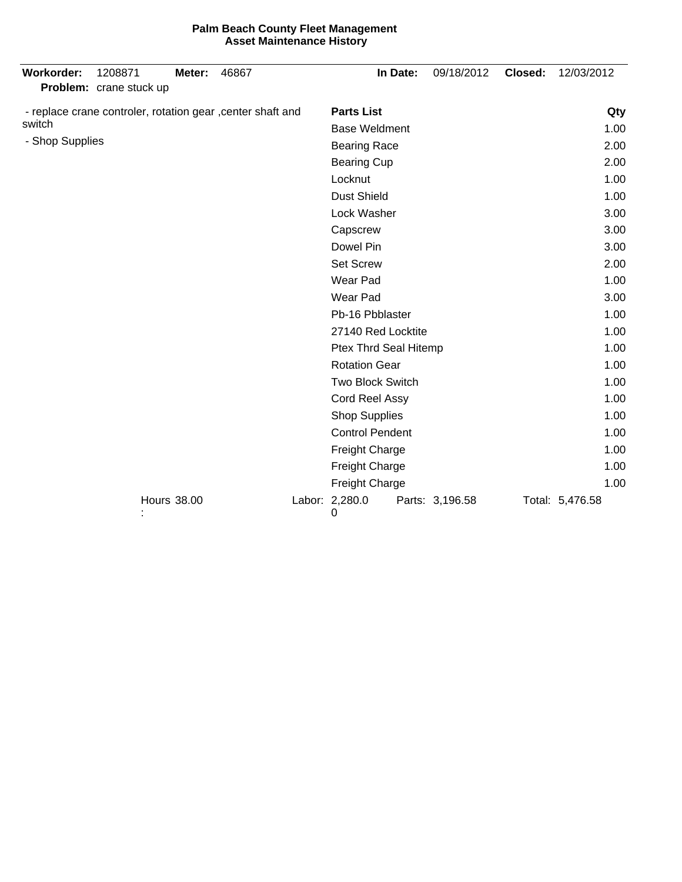**Palm Beach County Fleet Management**
**Asset Maintenance History**

**Workorder:** 1208871 **Meter:** 46867 **In Date:** 09/18/2012 **Closed:** 12/03/2012

**Problem:** crane stuck up

- replace crane controler, rotation gear ,center shaft and switch
- Shop Supplies

| Parts List | Qty |
|---|---|
| Base Weldment | 1.00 |
| Bearing Race | 2.00 |
| Bearing Cup | 2.00 |
| Locknut | 1.00 |
| Dust Shield | 1.00 |
| Lock Washer | 3.00 |
| Capscrew | 3.00 |
| Dowel Pin | 3.00 |
| Set Screw | 2.00 |
| Wear Pad | 1.00 |
| Wear Pad | 3.00 |
| Pb-16 Pbblaster | 1.00 |
| 27140 Red Locktite | 1.00 |
| Ptex Thrd Seal Hitemp | 1.00 |
| Rotation Gear | 1.00 |
| Two Block Switch | 1.00 |
| Cord Reel Assy | 1.00 |
| Shop Supplies | 1.00 |
| Control Pendent | 1.00 |
| Freight Charge | 1.00 |
| Freight Charge | 1.00 |
| Freight Charge | 1.00 |

Hours: 38.00 Labor: 2,280.00 Parts: 3,196.58 Total: 5,476.58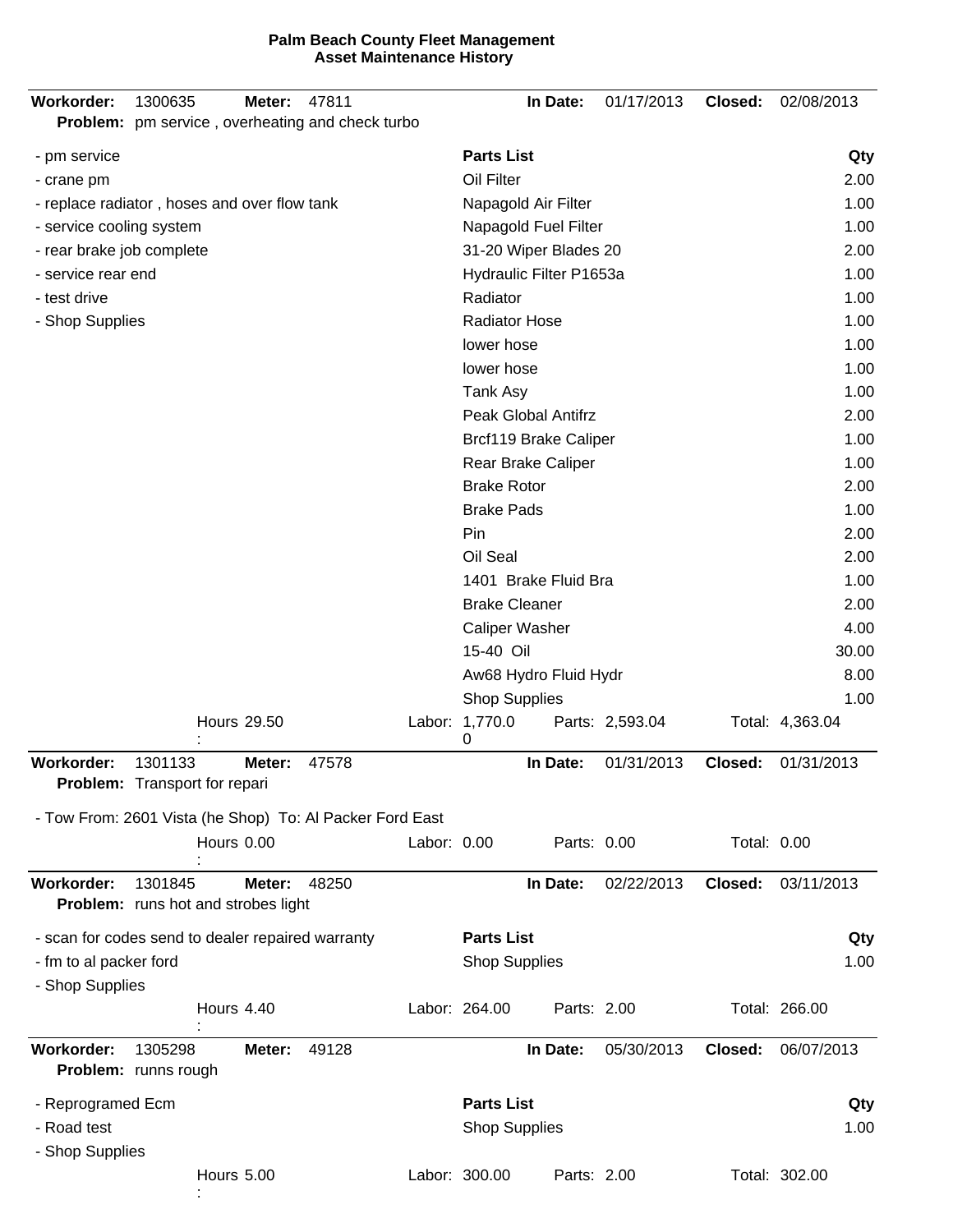**Palm Beach County Fleet Management**
**Asset Maintenance History**

---

**Workorder:** 1300635 **Meter:** 47811 **In Date:** 01/17/2013 **Closed:** 02/08/2013
**Problem:** pm service , overheating and check turbo

- pm service
- crane pm
- replace radiator , hoses and over flow tank
- service cooling system
- rear brake job complete
- service rear end
- test drive
- Shop Supplies

| Parts List | Qty |
|---|---|
| Oil Filter | 2.00 |
| Napagold Air Filter | 1.00 |
| Napagold Fuel Filter | 1.00 |
| 31-20 Wiper Blades 20 | 2.00 |
| Hydraulic Filter P1653a | 1.00 |
| Radiator | 1.00 |
| Radiator Hose | 1.00 |
| lower hose | 1.00 |
| lower hose | 1.00 |
| Tank Asy | 1.00 |
| Peak Global Antifrz | 2.00 |
| Brcf119 Brake Caliper | 1.00 |
| Rear Brake Caliper | 1.00 |
| Brake Rotor | 2.00 |
| Brake Pads | 1.00 |
| Pin | 2.00 |
| Oil Seal | 2.00 |
| 1401 Brake Fluid Bra | 1.00 |
| Brake Cleaner | 2.00 |
| Caliper Washer | 4.00 |
| 15-40 Oil | 30.00 |
| Aw68 Hydro Fluid Hydr | 8.00 |
| Shop Supplies | 1.00 |

Hours: 29.50 Labor: 1,770.00 Parts: 2,593.04 Total: 4,363.04

---

**Workorder:** 1301133 **Meter:** 47578 **In Date:** 01/31/2013 **Closed:** 01/31/2013
**Problem:** Transport for repari

- Tow From: 2601 Vista (he Shop) To: Al Packer Ford East

Hours: 0.00 Labor: 0.00 Parts: 0.00 Total: 0.00

---

**Workorder:** 1301845 **Meter:** 48250 **In Date:** 02/22/2013 **Closed:** 03/11/2013
**Problem:** runs hot and strobes light

- scan for codes send to dealer repaired warranty
- fm to al packer ford
- Shop Supplies

| Parts List | Qty |
|---|---|
| Shop Supplies | 1.00 |

Hours: 4.40 Labor: 264.00 Parts: 2.00 Total: 266.00

---

**Workorder:** 1305298 **Meter:** 49128 **In Date:** 05/30/2013 **Closed:** 06/07/2013
**Problem:** runns rough

- Reprogramed Ecm
- Road test
- Shop Supplies

| Parts List | Qty |
|---|---|
| Shop Supplies | 1.00 |

Hours: 5.00 Labor: 300.00 Parts: 2.00 Total: 302.00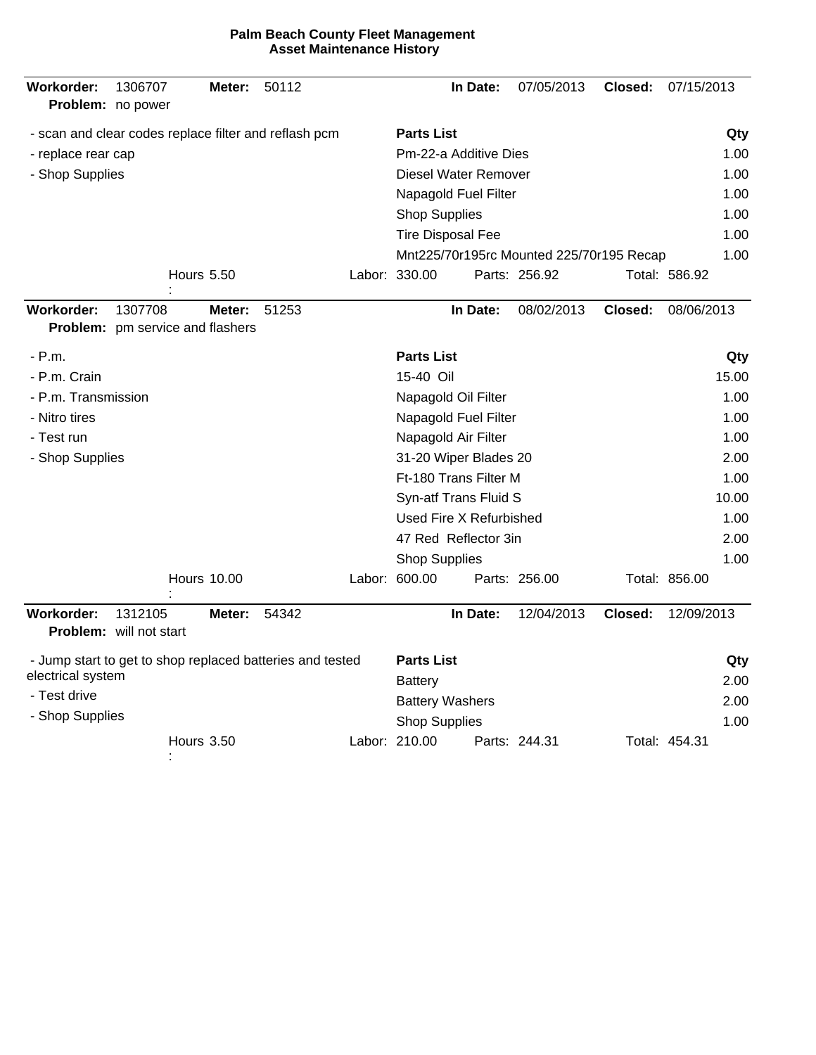**Palm Beach County Fleet Management**
**Asset Maintenance History**

---

**Workorder:** 1306707 **Meter:** 50112 **In Date:** 07/05/2013 **Closed:** 07/15/2013
**Problem:** no power

- scan and clear codes replace filter and reflash pcm
- replace rear cap
- Shop Supplies

| Parts List | Qty |
|---|---|
| Pm-22-a Additive Dies | 1.00 |
| Diesel Water Remover | 1.00 |
| Napagold Fuel Filter | 1.00 |
| Shop Supplies | 1.00 |
| Tire Disposal Fee | 1.00 |
| Mnt225/70r195rc Mounted 225/70r195 Recap | 1.00 |

Hours: 5.50 Labor: 330.00 Parts: 256.92 Total: 586.92

---

**Workorder:** 1307708 **Meter:** 51253 **In Date:** 08/02/2013 **Closed:** 08/06/2013
**Problem:** pm service and flashers

- P.m.
- P.m. Crain
- P.m. Transmission
- Nitro tires
- Test run
- Shop Supplies

| Parts List | Qty |
|---|---|
| 15-40 Oil | 15.00 |
| Napagold Oil Filter | 1.00 |
| Napagold Fuel Filter | 1.00 |
| Napagold Air Filter | 1.00 |
| 31-20 Wiper Blades 20 | 2.00 |
| Ft-180 Trans Filter M | 1.00 |
| Syn-atf Trans Fluid S | 10.00 |
| Used Fire X Refurbished | 1.00 |
| 47 Red Reflector 3in | 2.00 |
| Shop Supplies | 1.00 |

Hours: 10.00 Labor: 600.00 Parts: 256.00 Total: 856.00

---

**Workorder:** 1312105 **Meter:** 54342 **In Date:** 12/04/2013 **Closed:** 12/09/2013
**Problem:** will not start

- Jump start to get to shop replaced batteries and tested electrical system
- Test drive
- Shop Supplies

| Parts List | Qty |
|---|---|
| Battery | 2.00 |
| Battery Washers | 2.00 |
| Shop Supplies | 1.00 |

Hours: 3.50 Labor: 210.00 Parts: 244.31 Total: 454.31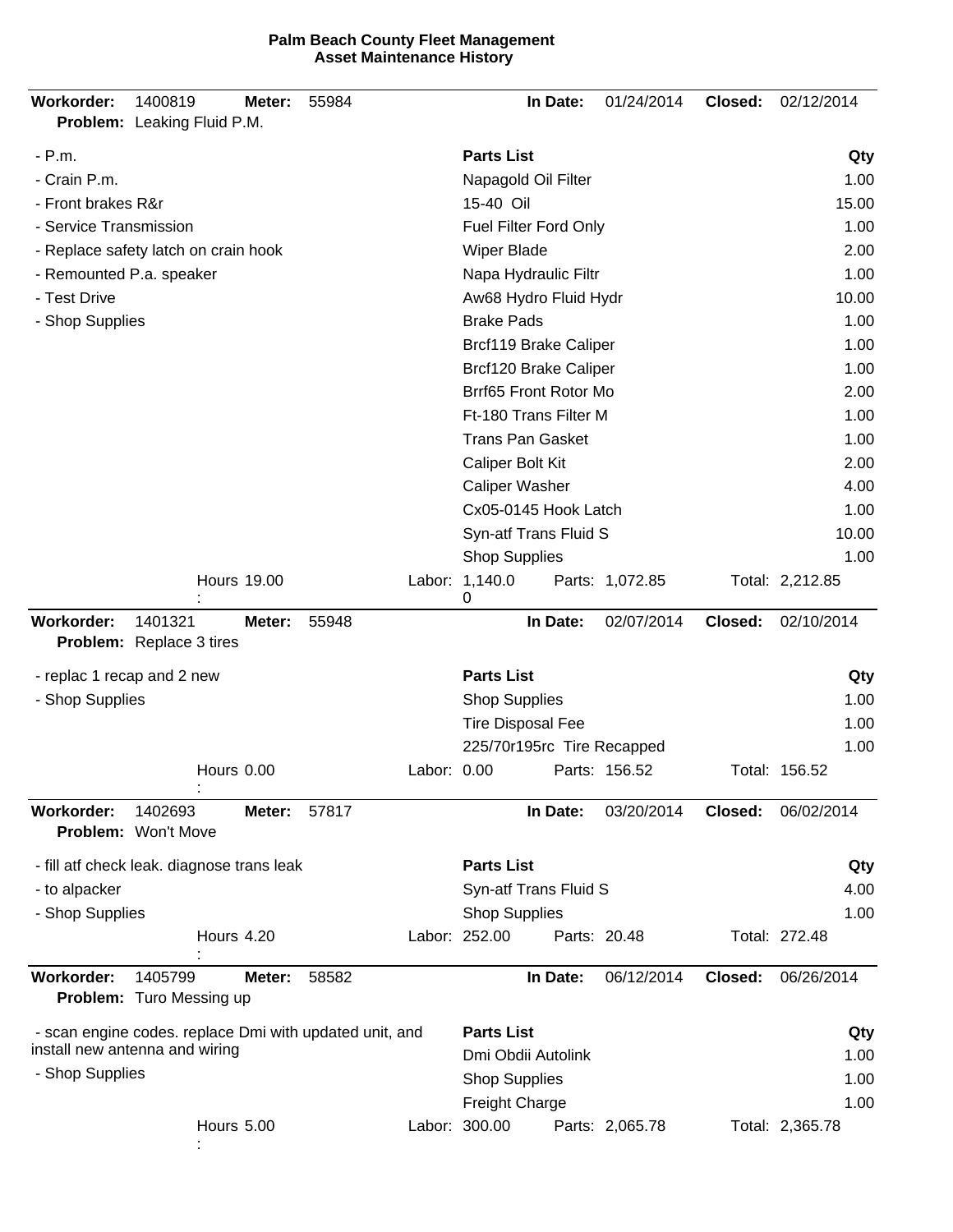**Palm Beach County Fleet Management**
**Asset Maintenance History**

---

**Workorder:** 1400819 **Meter:** 55984 **In Date:** 01/24/2014 **Closed:** 02/12/2014
**Problem:** Leaking Fluid P.M.

- P.m.
- Crain P.m.
- Front brakes R&r
- Service Transmission
- Replace safety latch on crain hook
- Remounted P.a. speaker
- Test Drive
- Shop Supplies

| Parts List | Qty |
|---|---|
| Napagold Oil Filter | 1.00 |
| 15-40 Oil | 15.00 |
| Fuel Filter Ford Only | 1.00 |
| Wiper Blade | 2.00 |
| Napa Hydraulic Filtr | 1.00 |
| Aw68 Hydro Fluid Hydr | 10.00 |
| Brake Pads | 1.00 |
| Brcf119 Brake Caliper | 1.00 |
| Brcf120 Brake Caliper | 1.00 |
| Brrf65 Front Rotor Mo | 2.00 |
| Ft-180 Trans Filter M | 1.00 |
| Trans Pan Gasket | 1.00 |
| Caliper Bolt Kit | 2.00 |
| Caliper Washer | 4.00 |
| Cx05-0145 Hook Latch | 1.00 |
| Syn-atf Trans Fluid S | 10.00 |
| Shop Supplies | 1.00 |

Hours: 19.00 Labor: 1,140.00 Parts: 1,072.85 Total: 2,212.85

---

**Workorder:** 1401321 **Meter:** 55948 **In Date:** 02/07/2014 **Closed:** 02/10/2014
**Problem:** Replace 3 tires

- replac 1 recap and 2 new
- Shop Supplies

| Parts List | Qty |
|---|---|
| Shop Supplies | 1.00 |
| Tire Disposal Fee | 1.00 |
| 225/70r195rc Tire Recapped | 1.00 |

Hours: 0.00 Labor: 0.00 Parts: 156.52 Total: 156.52

---

**Workorder:** 1402693 **Meter:** 57817 **In Date:** 03/20/2014 **Closed:** 06/02/2014
**Problem:** Won't Move

- fill atf check leak. diagnose trans leak
- to alpacker
- Shop Supplies

| Parts List | Qty |
|---|---|
| Syn-atf Trans Fluid S | 4.00 |
| Shop Supplies | 1.00 |

Hours: 4.20 Labor: 252.00 Parts: 20.48 Total: 272.48

---

**Workorder:** 1405799 **Meter:** 58582 **In Date:** 06/12/2014 **Closed:** 06/26/2014
**Problem:** Turo Messing up

- scan engine codes. replace Dmi with updated unit, and install new antenna and wiring
- Shop Supplies

| Parts List | Qty |
|---|---|
| Dmi Obdii Autolink | 1.00 |
| Shop Supplies | 1.00 |
| Freight Charge | 1.00 |

Hours: 5.00 Labor: 300.00 Parts: 2,065.78 Total: 2,365.78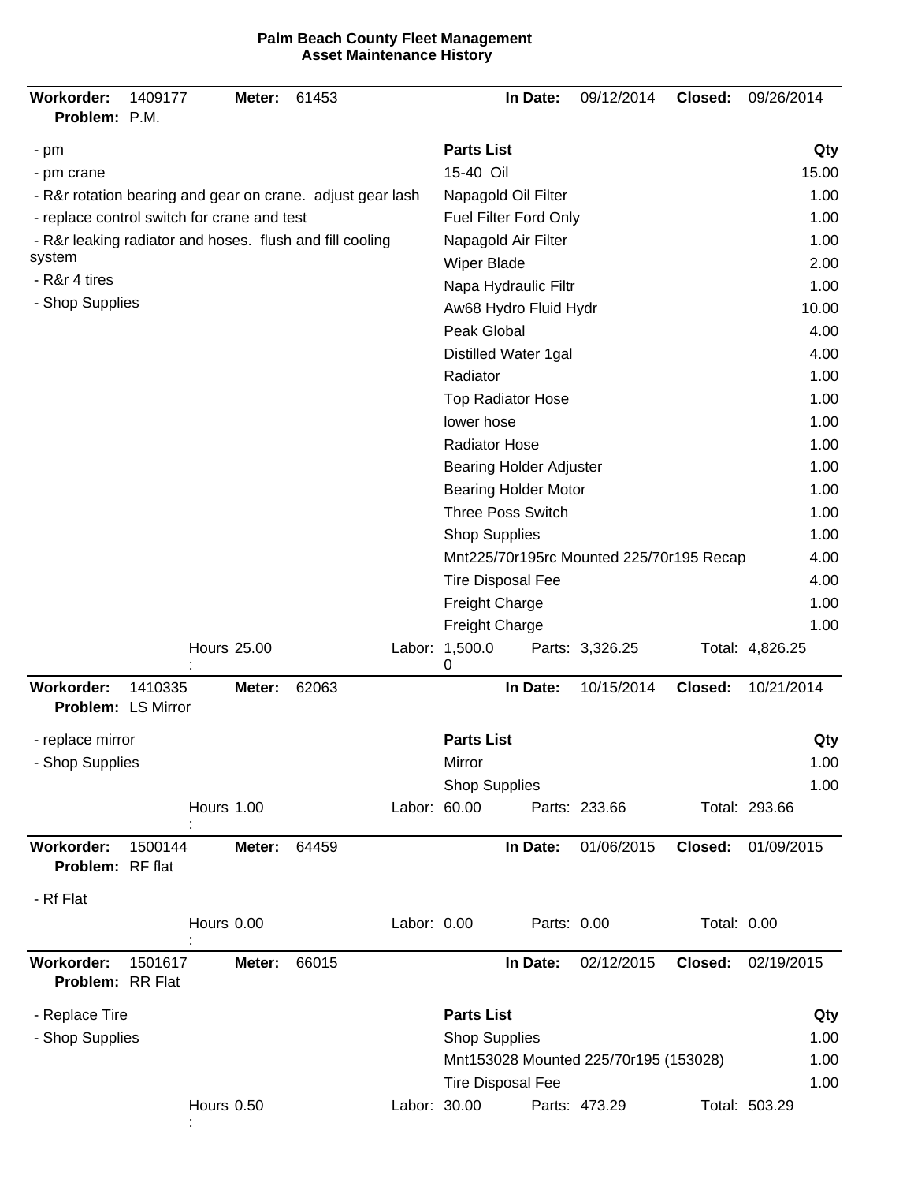**Palm Beach County Fleet Management**
**Asset Maintenance History**

---

**Workorder:** 1409177 **Meter:** 61453 **In Date:** 09/12/2014 **Closed:** 09/26/2014
**Problem:** P.M.

- pm
- pm crane
- R&r rotation bearing and gear on crane. adjust gear lash
- replace control switch for crane and test
- R&r leaking radiator and hoses. flush and fill cooling system
- R&r 4 tires
- Shop Supplies

| Parts List | Qty |
|---|---|
| 15-40 Oil | 15.00 |
| Napagold Oil Filter | 1.00 |
| Fuel Filter Ford Only | 1.00 |
| Napagold Air Filter | 1.00 |
| Wiper Blade | 2.00 |
| Napa Hydraulic Filtr | 1.00 |
| Aw68 Hydro Fluid Hydr | 10.00 |
| Peak Global | 4.00 |
| Distilled Water 1gal | 4.00 |
| Radiator | 1.00 |
| Top Radiator Hose | 1.00 |
| lower hose | 1.00 |
| Radiator Hose | 1.00 |
| Bearing Holder Adjuster | 1.00 |
| Bearing Holder Motor | 1.00 |
| Three Poss Switch | 1.00 |
| Shop Supplies | 1.00 |
| Mnt225/70r195rc Mounted 225/70r195 Recap | 4.00 |
| Tire Disposal Fee | 4.00 |
| Freight Charge | 1.00 |
| Freight Charge | 1.00 |

Hours: 25.00 Labor: 1,500.00 Parts: 3,326.25 Total: 4,826.25

---

**Workorder:** 1410335 **Meter:** 62063 **In Date:** 10/15/2014 **Closed:** 10/21/2014
**Problem:** LS Mirror

- replace mirror
- Shop Supplies

| Parts List | Qty |
|---|---|
| Mirror | 1.00 |
| Shop Supplies | 1.00 |

Hours: 1.00 Labor: 60.00 Parts: 233.66 Total: 293.66

---

**Workorder:** 1500144 **Meter:** 64459 **In Date:** 01/06/2015 **Closed:** 01/09/2015
**Problem:** RF flat

- Rf Flat

Hours: 0.00 Labor: 0.00 Parts: 0.00 Total: 0.00

---

**Workorder:** 1501617 **Meter:** 66015 **In Date:** 02/12/2015 **Closed:** 02/19/2015
**Problem:** RR Flat

- Replace Tire
- Shop Supplies

| Parts List | Qty |
|---|---|
| Shop Supplies | 1.00 |
| Mnt153028 Mounted 225/70r195 (153028) | 1.00 |
| Tire Disposal Fee | 1.00 |

Hours: 0.50 Labor: 30.00 Parts: 473.29 Total: 503.29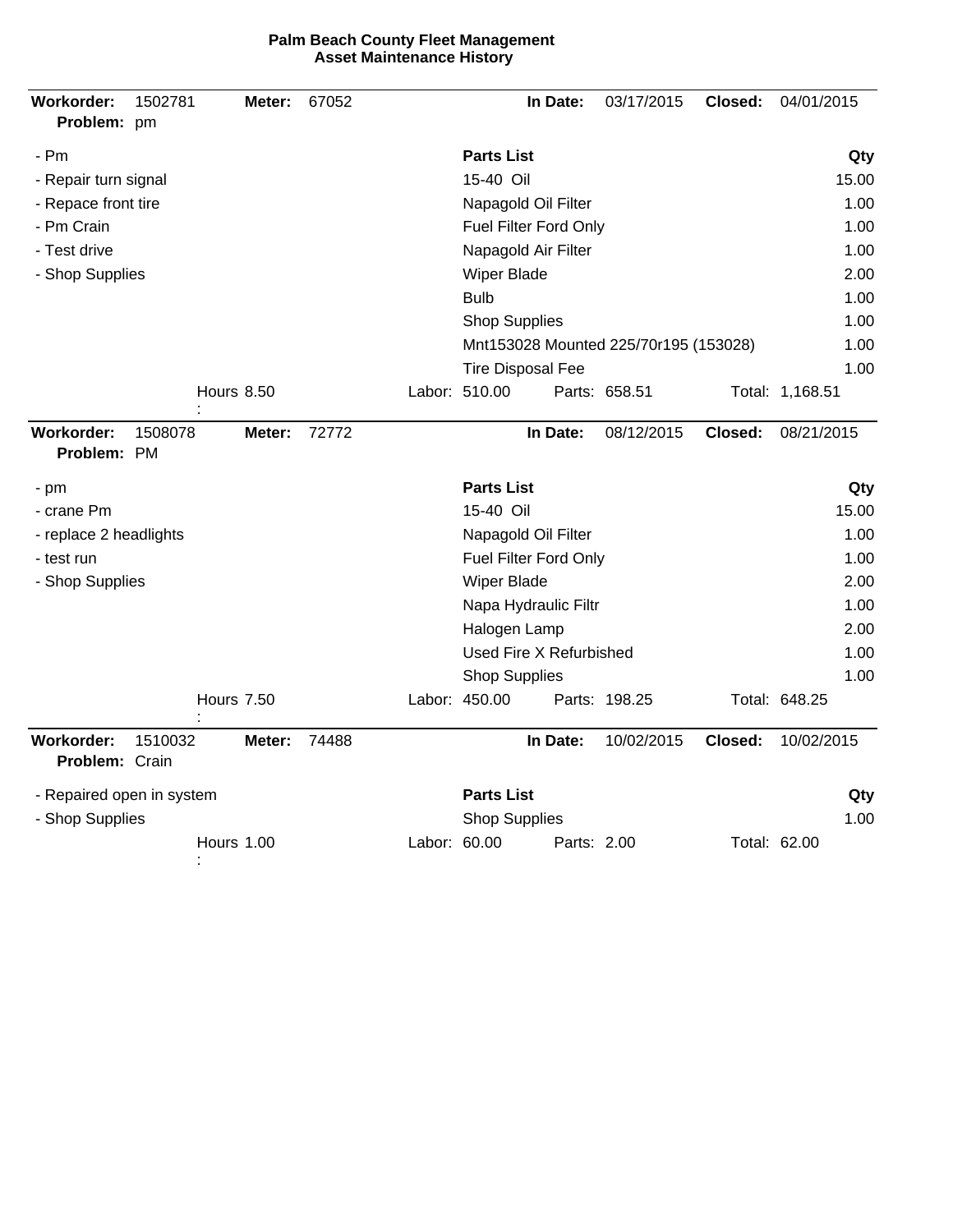**Palm Beach County Fleet Management**
**Asset Maintenance History**

| **Workorder:** | 1502781 | **Meter:** | 67052 | **In Date:** | 03/17/2015 | **Closed:** | 04/01/2015 |
|---|---|---|---|---|---|---|---|

**Problem:** pm

| Tasks | Parts List | Qty |
|---|---|---|
| - Pm | 15-40 Oil | 15.00 |
| - Repair turn signal | Napagold Oil Filter | 1.00 |
| - Repace front tire | Fuel Filter Ford Only | 1.00 |
| - Pm Crain | Napagold Air Filter | 1.00 |
| - Test drive | Wiper Blade | 2.00 |
| - Shop Supplies | Bulb | 1.00 |
| | Shop Supplies | 1.00 |
| | Mnt153028 Mounted 225/70r195 (153028) | 1.00 |
| | Tire Disposal Fee | 1.00 |

Hours: 8.50 Labor: 510.00 Parts: 658.51 Total: 1,168.51

| **Workorder:** | 1508078 | **Meter:** | 72772 | **In Date:** | 08/12/2015 | **Closed:** | 08/21/2015 |
|---|---|---|---|---|---|---|---|

**Problem:** PM

| Tasks | Parts List | Qty |
|---|---|---|
| - pm | 15-40 Oil | 15.00 |
| - crane Pm | Napagold Oil Filter | 1.00 |
| - replace 2 headlights | Fuel Filter Ford Only | 1.00 |
| - test run | Wiper Blade | 2.00 |
| - Shop Supplies | Napa Hydraulic Filtr | 1.00 |
| | Halogen Lamp | 2.00 |
| | Used Fire X Refurbished | 1.00 |
| | Shop Supplies | 1.00 |

Hours: 7.50 Labor: 450.00 Parts: 198.25 Total: 648.25

| **Workorder:** | 1510032 | **Meter:** | 74488 | **In Date:** | 10/02/2015 | **Closed:** | 10/02/2015 |
|---|---|---|---|---|---|---|---|

**Problem:** Crain

| Tasks | Parts List | Qty |
|---|---|---|
| - Repaired open in system | Shop Supplies | 1.00 |
| - Shop Supplies | | |

Hours: 1.00 Labor: 60.00 Parts: 2.00 Total: 62.00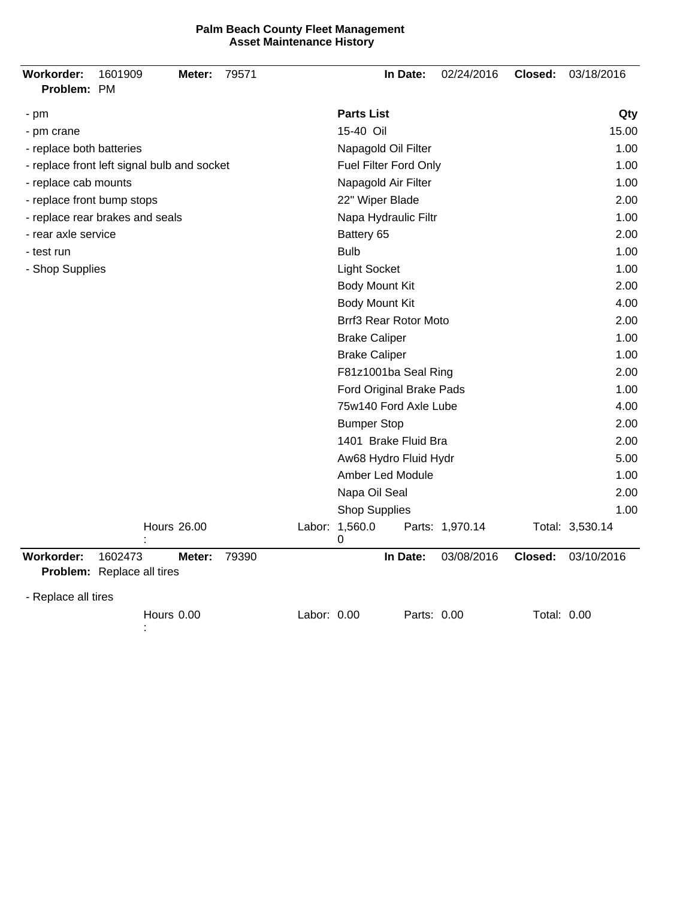**Palm Beach County Fleet Management**
**Asset Maintenance History**

---

**Workorder:** 1601909 **Meter:** 79571 **In Date:** 02/24/2016 **Closed:** 03/18/2016
**Problem:** PM

- pm
- pm crane
- replace both batteries
- replace front left signal bulb and socket
- replace cab mounts
- replace front bump stops
- replace rear brakes and seals
- rear axle service
- test run
- Shop Supplies

| Parts List | Qty |
|---|---|
| 15-40 Oil | 15.00 |
| Napagold Oil Filter | 1.00 |
| Fuel Filter Ford Only | 1.00 |
| Napagold Air Filter | 1.00 |
| 22" Wiper Blade | 2.00 |
| Napa Hydraulic Filtr | 1.00 |
| Battery 65 | 2.00 |
| Bulb | 1.00 |
| Light Socket | 1.00 |
| Body Mount Kit | 2.00 |
| Body Mount Kit | 4.00 |
| Brrf3 Rear Rotor Moto | 2.00 |
| Brake Caliper | 1.00 |
| Brake Caliper | 1.00 |
| F81z1001ba Seal Ring | 2.00 |
| Ford Original Brake Pads | 1.00 |
| 75w140 Ford Axle Lube | 4.00 |
| Bumper Stop | 2.00 |
| 1401 Brake Fluid Bra | 2.00 |
| Aw68 Hydro Fluid Hydr | 5.00 |
| Amber Led Module | 1.00 |
| Napa Oil Seal | 2.00 |
| Shop Supplies | 1.00 |

Hours: 26.00 Labor: 1,560.00 Parts: 1,970.14 Total: 3,530.14

---

**Workorder:** 1602473 **Meter:** 79390 **In Date:** 03/08/2016 **Closed:** 03/10/2016
**Problem:** Replace all tires

- Replace all tires

Hours: 0.00 Labor: 0.00 Parts: 0.00 Total: 0.00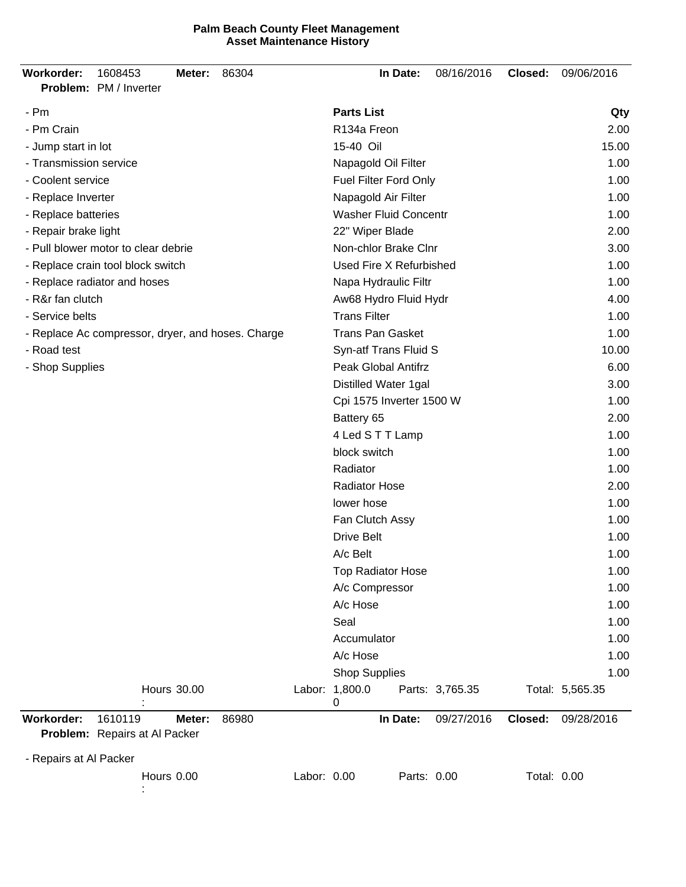**Palm Beach County Fleet Management**
**Asset Maintenance History**

---

**Workorder:** 1608453 **Meter:** 86304 **In Date:** 08/16/2016 **Closed:** 09/06/2016

**Problem:** PM / Inverter

| Tasks | Parts List | Qty |
|---|---|---|
| - Pm | R134a Freon | 2.00 |
| - Pm Crain | 15-40 Oil | 15.00 |
| - Jump start in lot | Napagold Oil Filter | 1.00 |
| - Transmission service | Fuel Filter Ford Only | 1.00 |
| - Coolent service | Napagold Air Filter | 1.00 |
| - Replace Inverter | Washer Fluid Concentr | 1.00 |
| - Replace batteries | 22" Wiper Blade | 2.00 |
| - Repair brake light | Non-chlor Brake Clnr | 3.00 |
| - Pull blower motor to clear debrie | Used Fire X Refurbished | 1.00 |
| - Replace crain tool block switch | Napa Hydraulic Filtr | 1.00 |
| - Replace radiator and hoses | Aw68 Hydro Fluid Hydr | 4.00 |
| - R&r fan clutch | Trans Filter | 1.00 |
| - Service belts | Trans Pan Gasket | 1.00 |
| - Replace Ac compressor, dryer, and hoses. Charge | Syn-atf Trans Fluid S | 10.00 |
| - Road test | Peak Global Antifrz | 6.00 |
| - Shop Supplies | Distilled Water 1gal | 3.00 |
| | Cpi 1575 Inverter 1500 W | 1.00 |
| | Battery 65 | 2.00 |
| | 4 Led S T T Lamp | 1.00 |
| | block switch | 1.00 |
| | Radiator | 1.00 |
| | Radiator Hose | 2.00 |
| | lower hose | 1.00 |
| | Fan Clutch Assy | 1.00 |
| | Drive Belt | 1.00 |
| | A/c Belt | 1.00 |
| | Top Radiator Hose | 1.00 |
| | A/c Compressor | 1.00 |
| | A/c Hose | 1.00 |
| | Seal | 1.00 |
| | Accumulator | 1.00 |
| | A/c Hose | 1.00 |
| | Shop Supplies | 1.00 |

Hours: 30.00 Labor: 1,800.00 Parts: 3,765.35 Total: 5,565.35

---

**Workorder:** 1610119 **Meter:** 86980 **In Date:** 09/27/2016 **Closed:** 09/28/2016

**Problem:** Repairs at Al Packer

- Repairs at Al Packer

Hours: 0.00 Labor: 0.00 Parts: 0.00 Total: 0.00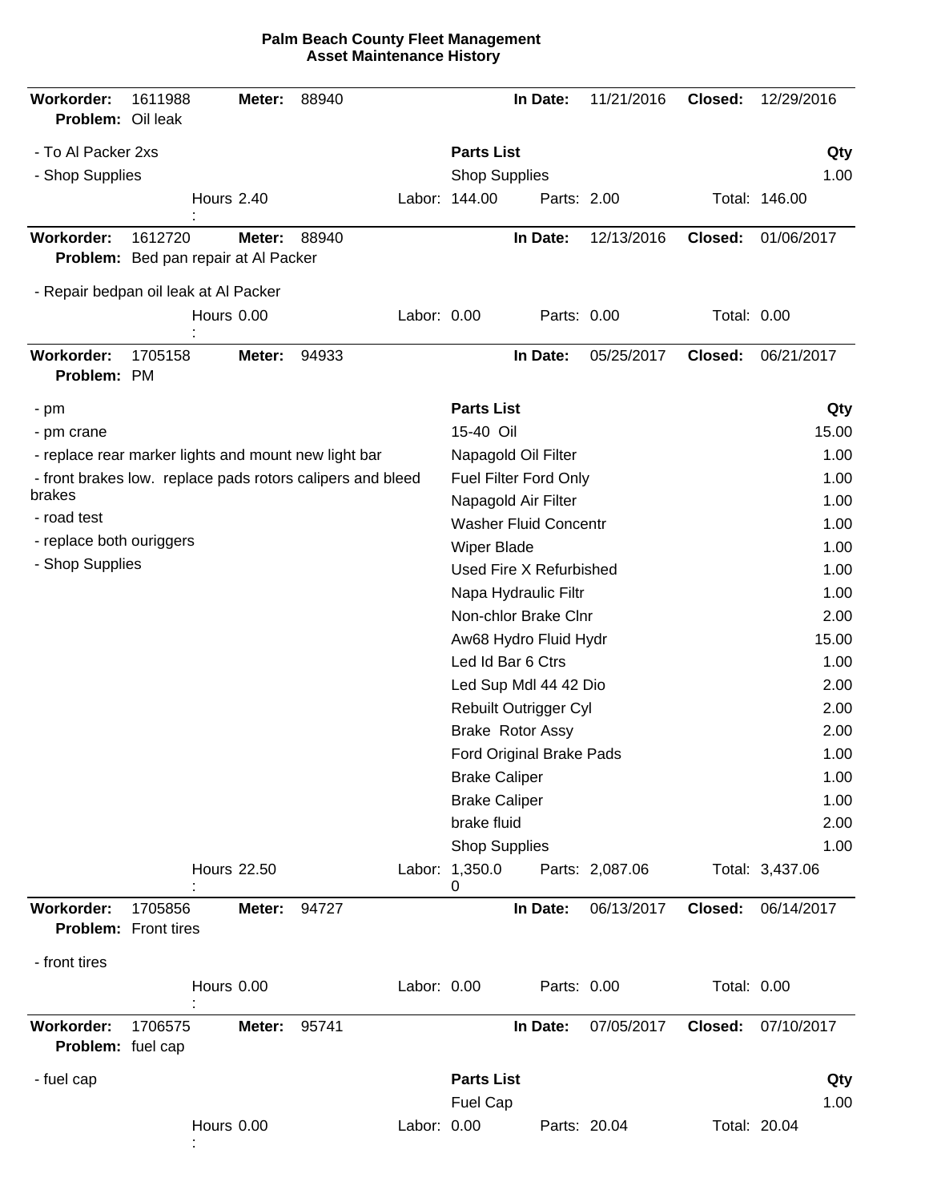# Palm Beach County Fleet Management
## Asset Maintenance History

---

**Workorder:** 1611988 **Meter:** 88940 **In Date:** 11/21/2016 **Closed:** 12/29/2016
**Problem:** Oil leak

- To Al Packer 2xs
- Shop Supplies

| Parts List | Qty |
|---|---|
| Shop Supplies | 1.00 |

Hours: 2.40 Labor: 144.00 Parts: 2.00 Total: 146.00

---

**Workorder:** 1612720 **Meter:** 88940 **In Date:** 12/13/2016 **Closed:** 01/06/2017
**Problem:** Bed pan repair at Al Packer

- Repair bedpan oil leak at Al Packer

Hours: 0.00 Labor: 0.00 Parts: 0.00 Total: 0.00

---

**Workorder:** 1705158 **Meter:** 94933 **In Date:** 05/25/2017 **Closed:** 06/21/2017
**Problem:** PM

- pm
- pm crane
- replace rear marker lights and mount new light bar
- front brakes low. replace pads rotors calipers and bleed brakes
- road test
- replace both ouriggers
- Shop Supplies

| Parts List | Qty |
|---|---|
| 15-40 Oil | 15.00 |
| Napagold Oil Filter | 1.00 |
| Fuel Filter Ford Only | 1.00 |
| Napagold Air Filter | 1.00 |
| Washer Fluid Concentr | 1.00 |
| Wiper Blade | 1.00 |
| Used Fire X Refurbished | 1.00 |
| Napa Hydraulic Filtr | 1.00 |
| Non-chlor Brake Clnr | 2.00 |
| Aw68 Hydro Fluid Hydr | 15.00 |
| Led Id Bar 6 Ctrs | 1.00 |
| Led Sup Mdl 44 42 Dio | 2.00 |
| Rebuilt Outrigger Cyl | 2.00 |
| Brake Rotor Assy | 2.00 |
| Ford Original Brake Pads | 1.00 |
| Brake Caliper | 1.00 |
| Brake Caliper | 1.00 |
| brake fluid | 2.00 |
| Shop Supplies | 1.00 |

Hours: 22.50 Labor: 1,350.00 Parts: 2,087.06 Total: 3,437.06

---

**Workorder:** 1705856 **Meter:** 94727 **In Date:** 06/13/2017 **Closed:** 06/14/2017
**Problem:** Front tires

- front tires

Hours: 0.00 Labor: 0.00 Parts: 0.00 Total: 0.00

---

**Workorder:** 1706575 **Meter:** 95741 **In Date:** 07/05/2017 **Closed:** 07/10/2017
**Problem:** fuel cap

- fuel cap

| Parts List | Qty |
|---|---|
| Fuel Cap | 1.00 |

Hours: 0.00 Labor: 0.00 Parts: 20.04 Total: 20.04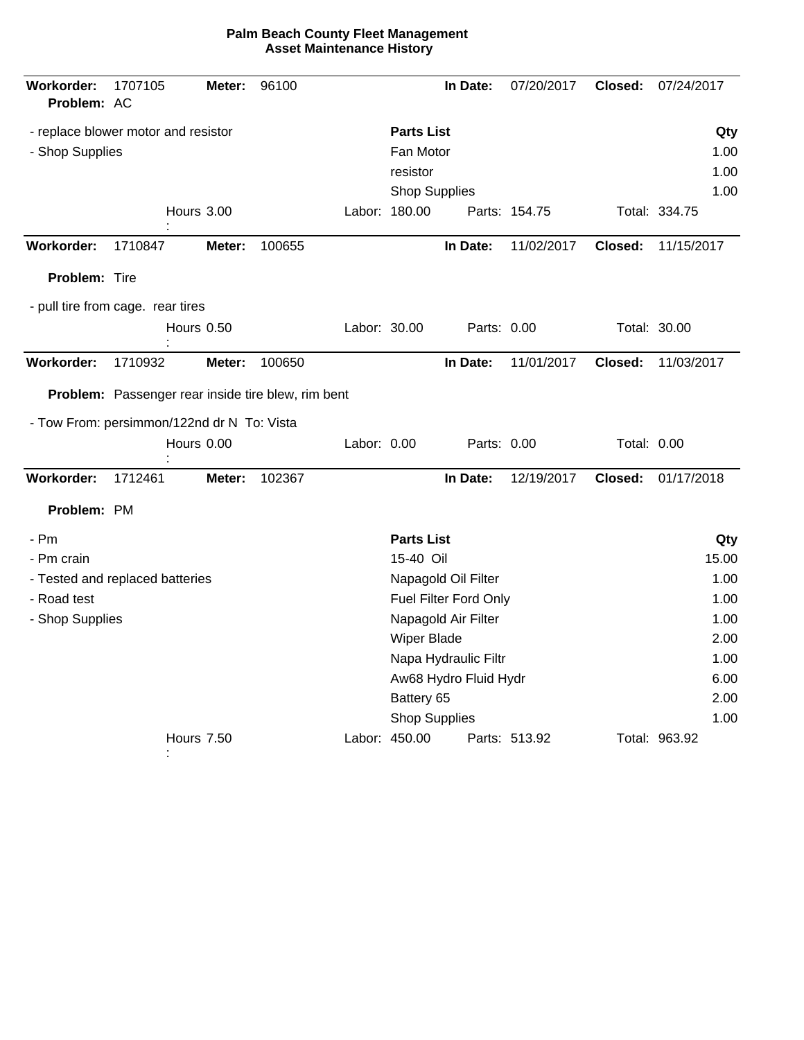**Palm Beach County Fleet Management**
**Asset Maintenance History**

---

**Workorder:** 1707105 **Meter:** 96100 **In Date:** 07/20/2017 **Closed:** 07/24/2017
**Problem:** AC

- replace blower motor and resistor
- Shop Supplies

| Parts List | Qty |
|---|---|
| Fan Motor | 1.00 |
| resistor | 1.00 |
| Shop Supplies | 1.00 |

Hours: 3.00 Labor: 180.00 Parts: 154.75 Total: 334.75

---

**Workorder:** 1710847 **Meter:** 100655 **In Date:** 11/02/2017 **Closed:** 11/15/2017

**Problem:** Tire

- pull tire from cage. rear tires

Hours: 0.50 Labor: 30.00 Parts: 0.00 Total: 30.00

---

**Workorder:** 1710932 **Meter:** 100650 **In Date:** 11/01/2017 **Closed:** 11/03/2017

**Problem:** Passenger rear inside tire blew, rim bent

- Tow From: persimmon/122nd dr N To: Vista

Hours: 0.00 Labor: 0.00 Parts: 0.00 Total: 0.00

---

**Workorder:** 1712461 **Meter:** 102367 **In Date:** 12/19/2017 **Closed:** 01/17/2018

**Problem:** PM

- Pm
- Pm crain
- Tested and replaced batteries
- Road test
- Shop Supplies

| Parts List | Qty |
|---|---|
| 15-40 Oil | 15.00 |
| Napagold Oil Filter | 1.00 |
| Fuel Filter Ford Only | 1.00 |
| Napagold Air Filter | 1.00 |
| Wiper Blade | 2.00 |
| Napa Hydraulic Filtr | 1.00 |
| Aw68 Hydro Fluid Hydr | 6.00 |
| Battery 65 | 2.00 |
| Shop Supplies | 1.00 |

Hours: 7.50 Labor: 450.00 Parts: 513.92 Total: 963.92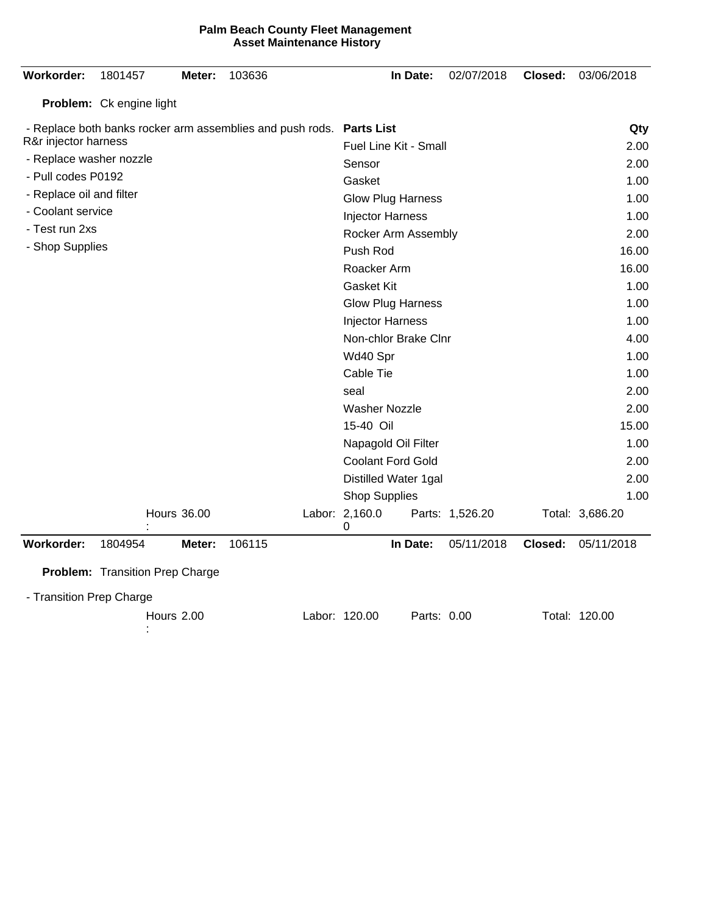**Palm Beach County Fleet Management**
**Asset Maintenance History**

**Workorder:** 1801457 **Meter:** 103636 **In Date:** 02/07/2018 **Closed:** 03/06/2018

**Problem:** Ck engine light

- Replace both banks rocker arm assemblies and push rods. R&r injector harness
- Replace washer nozzle
- Pull codes P0192
- Replace oil and filter
- Coolant service
- Test run 2xs
- Shop Supplies

| Parts List | Qty |
|---|---|
| Fuel Line Kit - Small | 2.00 |
| Sensor | 2.00 |
| Gasket | 1.00 |
| Glow Plug Harness | 1.00 |
| Injector Harness | 1.00 |
| Rocker Arm Assembly | 2.00 |
| Push Rod | 16.00 |
| Roacker Arm | 16.00 |
| Gasket Kit | 1.00 |
| Glow Plug Harness | 1.00 |
| Injector Harness | 1.00 |
| Non-chlor Brake Clnr | 4.00 |
| Wd40 Spr | 1.00 |
| Cable Tie | 1.00 |
| seal | 2.00 |
| Washer Nozzle | 2.00 |
| 15-40 Oil | 15.00 |
| Napagold Oil Filter | 1.00 |
| Coolant Ford Gold | 2.00 |
| Distilled Water 1gal | 2.00 |
| Shop Supplies | 1.00 |

Hours: 36.00 Labor: 2,160.00 Parts: 1,526.20 Total: 3,686.20

**Workorder:** 1804954 **Meter:** 106115 **In Date:** 05/11/2018 **Closed:** 05/11/2018

**Problem:** Transition Prep Charge

- Transition Prep Charge

Hours: 2.00 Labor: 120.00 Parts: 0.00 Total: 120.00